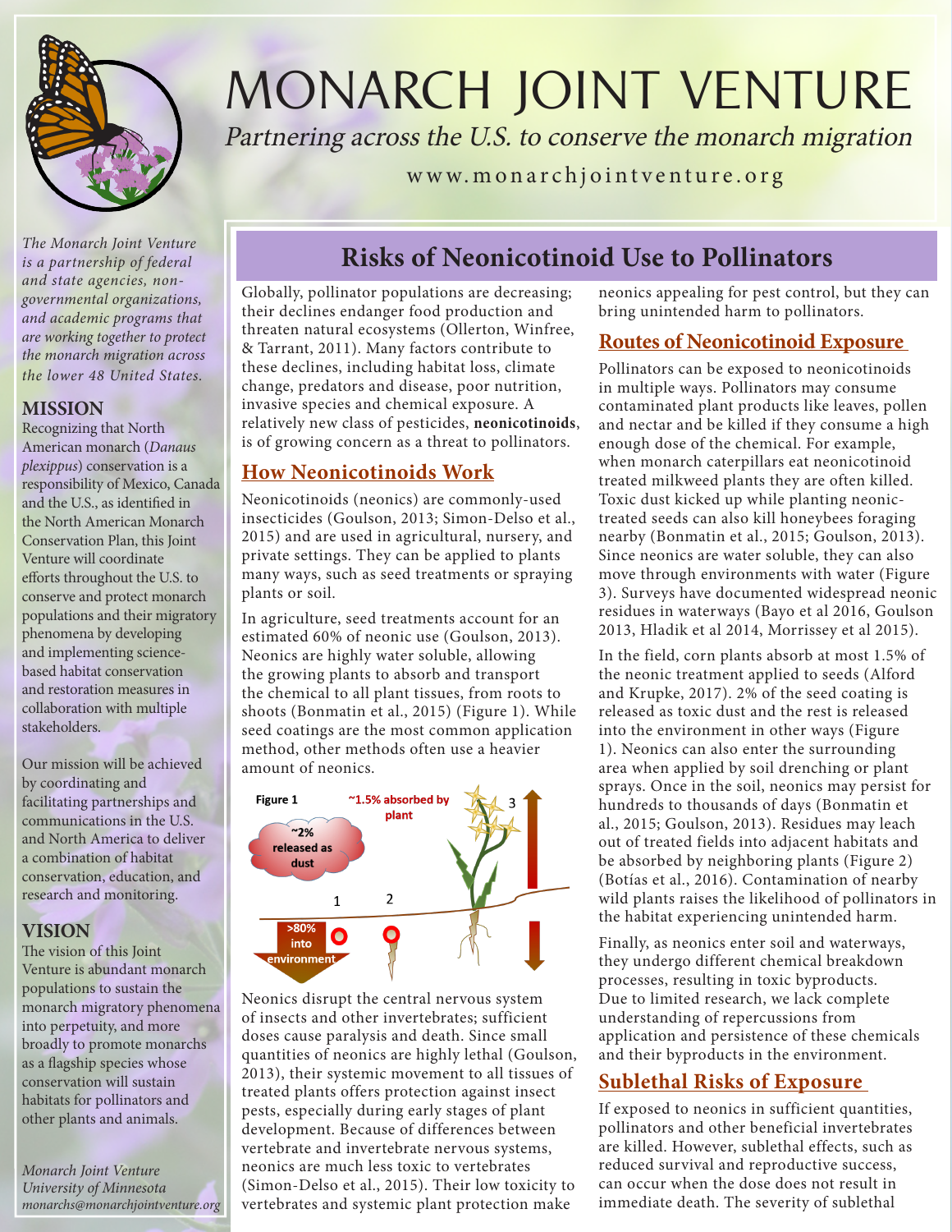# MONARCH JOINT VENTURE

*Partnering across the U.S. to conserve the monarch migration*

www.monarchjointventure.org

*The Monarch Joint Venture is a partnership of federal and state agencies, non-governmental organizations, and academic programs that are working together to protect the monarch migration across the lower 48 United States.*

**MISSION**

Recognizing that North American monarch (*Danaus plexippus*) conservation is a responsibility of Mexico, Canada and the U.S., as identified in the North American Monarch Conservation Plan, this Joint Venture will coordinate efforts throughout the U.S. to conserve and protect monarch populations and their migratory phenomena by developing and implementing science-based habitat conservation and restoration measures in collaboration with multiple stakeholders.

Our mission will be achieved by coordinating and facilitating partnerships and communications in the U.S. and North America to deliver a combination of habitat conservation, education, and research and monitoring.

**VISION**

The vision of this Joint Venture is abundant monarch populations to sustain the monarch migratory phenomena into perpetuity, and more broadly to promote monarchs as a flagship species whose conservation will sustain habitats for pollinators and other plants and animals.

*Monarch Joint Venture*
*University of Minnesota*
*monarchs@monarchjointventure.org*

## Risks of Neonicotinoid Use to Pollinators

Globally, pollinator populations are decreasing; their declines endanger food production and threaten natural ecosystems (Ollerton, Winfree, & Tarrant, 2011). Many factors contribute to these declines, including habitat loss, climate change, predators and disease, poor nutrition, invasive species and chemical exposure. A relatively new class of pesticides, **neonicotinoids**, is of growing concern as a threat to pollinators.

### How Neonicotinoids Work

Neonicotinoids (neonics) are commonly-used insecticides (Goulson, 2013; Simon-Delso et al., 2015) and are used in agricultural, nursery, and private settings. They can be applied to plants many ways, such as seed treatments or spraying plants or soil.

In agriculture, seed treatments account for an estimated 60% of neonic use (Goulson, 2013). Neonics are highly water soluble, allowing the growing plants to absorb and transport the chemical to all plant tissues, from roots to shoots (Bonmatin et al., 2015) (Figure 1). While seed coatings are the most common application method, other methods often use a heavier amount of neonics.

Figure 1: ~2% released as dust; ~1.5% absorbed by plant; >80% into environment

Neonics disrupt the central nervous system of insects and other invertebrates; sufficient doses cause paralysis and death. Since small quantities of neonics are highly lethal (Goulson, 2013), their systemic movement to all tissues of treated plants offers protection against insect pests, especially during early stages of plant development. Because of differences between vertebrate and invertebrate nervous systems, neonics are much less toxic to vertebrates (Simon-Delso et al., 2015). Their low toxicity to vertebrates and systemic plant protection make neonics appealing for pest control, but they can bring unintended harm to pollinators.

### Routes of Neonicotinoid Exposure

Pollinators can be exposed to neonicotinoids in multiple ways. Pollinators may consume contaminated plant products like leaves, pollen and nectar and be killed if they consume a high enough dose of the chemical. For example, when monarch caterpillars eat neonicotinoid treated milkweed plants they are often killed. Toxic dust kicked up while planting neonic-treated seeds can also kill honeybees foraging nearby (Bonmatin et al., 2015; Goulson, 2013). Since neonics are water soluble, they can also move through environments with water (Figure 3). Surveys have documented widespread neonic residues in waterways (Bayo et al 2016, Goulson 2013, Hladik et al 2014, Morrissey et al 2015).

In the field, corn plants absorb at most 1.5% of the neonic treatment applied to seeds (Alford and Krupke, 2017). 2% of the seed coating is released as toxic dust and the rest is released into the environment in other ways (Figure 1). Neonics can also enter the surrounding area when applied by soil drenching or plant sprays. Once in the soil, neonics may persist for hundreds to thousands of days (Bonmatin et al., 2015; Goulson, 2013). Residues may leach out of treated fields into adjacent habitats and be absorbed by neighboring plants (Figure 2) (Botías et al., 2016). Contamination of nearby wild plants raises the likelihood of pollinators in the habitat experiencing unintended harm.

Finally, as neonics enter soil and waterways, they undergo different chemical breakdown processes, resulting in toxic byproducts. Due to limited research, we lack complete understanding of repercussions from application and persistence of these chemicals and their byproducts in the environment.

### Sublethal Risks of Exposure

If exposed to neonics in sufficient quantities, pollinators and other beneficial invertebrates are killed. However, sublethal effects, such as reduced survival and reproductive success, can occur when the dose does not result in immediate death. The severity of sublethal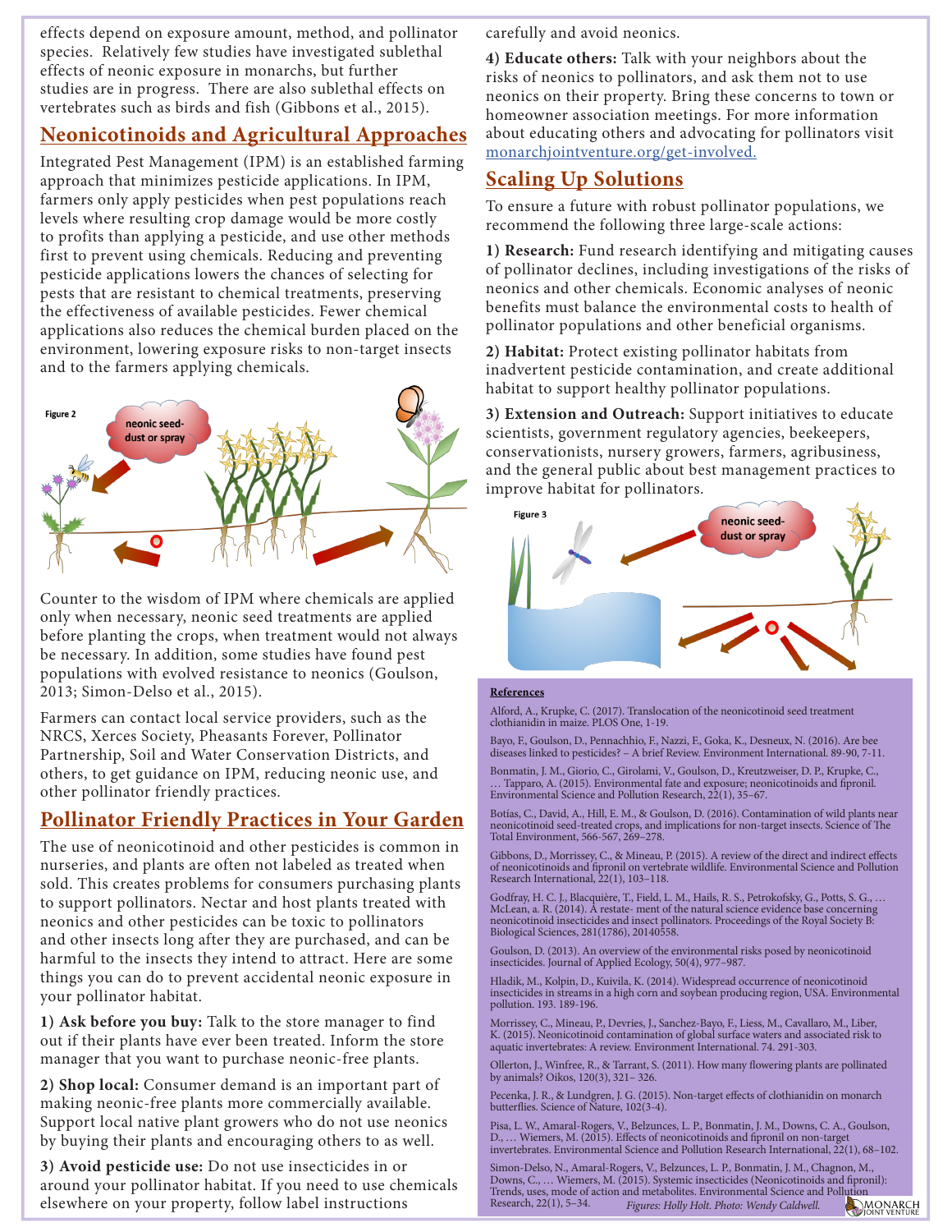effects depend on exposure amount, method, and pollinator species. Relatively few studies have investigated sublethal effects of neonic exposure in monarchs, but further studies are in progress. There are also sublethal effects on vertebrates such as birds and fish (Gibbons et al., 2015).

## Neonicotinoids and Agricultural Approaches

Integrated Pest Management (IPM) is an established farming approach that minimizes pesticide applications. In IPM, farmers only apply pesticides when pest populations reach levels where resulting crop damage would be more costly to profits than applying a pesticide, and use other methods first to prevent using chemicals. Reducing and preventing pesticide applications lowers the chances of selecting for pests that are resistant to chemical treatments, preserving the effectiveness of available pesticides. Fewer chemical applications also reduces the chemical burden placed on the environment, lowering exposure risks to non-target insects and to the farmers applying chemicals.

Figure 2

neonic seed-dust or spray

Counter to the wisdom of IPM where chemicals are applied only when necessary, neonic seed treatments are applied before planting the crops, when treatment would not always be necessary. In addition, some studies have found pest populations with evolved resistance to neonics (Goulson, 2013; Simon-Delso et al., 2015).

Farmers can contact local service providers, such as the NRCS, Xerces Society, Pheasants Forever, Pollinator Partnership, Soil and Water Conservation Districts, and others, to get guidance on IPM, reducing neonic use, and other pollinator friendly practices.

## Pollinator Friendly Practices in Your Garden

The use of neonicotinoid and other pesticides is common in nurseries, and plants are often not labeled as treated when sold. This creates problems for consumers purchasing plants to support pollinators. Nectar and host plants treated with neonics and other pesticides can be toxic to pollinators and other insects long after they are purchased, and can be harmful to the insects they intend to attract. Here are some things you can do to prevent accidental neonic exposure in your pollinator habitat.

**1) Ask before you buy:** Talk to the store manager to find out if their plants have ever been treated. Inform the store manager that you want to purchase neonic-free plants.

**2) Shop local:** Consumer demand is an important part of making neonic-free plants more commercially available. Support local native plant growers who do not use neonics by buying their plants and encouraging others to as well.

**3) Avoid pesticide use:** Do not use insecticides in or around your pollinator habitat. If you need to use chemicals elsewhere on your property, follow label instructions carefully and avoid neonics.

**4) Educate others:** Talk with your neighbors about the risks of neonics to pollinators, and ask them not to use neonics on their property. Bring these concerns to town or homeowner association meetings. For more information about educating others and advocating for pollinators visit monarchjointventure.org/get-involved.

## Scaling Up Solutions

To ensure a future with robust pollinator populations, we recommend the following three large-scale actions:

**1) Research:** Fund research identifying and mitigating causes of pollinator declines, including investigations of the risks of neonics and other chemicals. Economic analyses of neonic benefits must balance the environmental costs to health of pollinator populations and other beneficial organisms.

**2) Habitat:** Protect existing pollinator habitats from inadvertent pesticide contamination, and create additional habitat to support healthy pollinator populations.

**3) Extension and Outreach:** Support initiatives to educate scientists, government regulatory agencies, beekeepers, conservationists, nursery growers, farmers, agribusiness, and the general public about best management practices to improve habitat for pollinators.

Figure 3

neonic seed-dust or spray

### References

Alford, A., Krupke, C. (2017). Translocation of the neonicotinoid seed treatment clothianidin in maize. PLOS One, 1-19.

Bayo, F., Goulson, D., Pennachhio, F., Nazzi, F., Goka, K., Desneux, N. (2016). Are bee diseases linked to pesticides? – A brief Review. Environment International. 89-90, 7-11.

Bonmatin, J. M., Giorio, C., Girolami, V., Goulson, D., Kreutzweiser, D. P., Krupke, C., … Tapparo, A. (2015). Environmental fate and exposure; neonicotinoids and fipronil. Environmental Science and Pollution Research, 22(1), 35–67.

Botías, C., David, A., Hill, E. M., & Goulson, D. (2016). Contamination of wild plants near neonicotinoid seed-treated crops, and implications for non-target insects. Science of The Total Environment, 566-567, 269–278.

Gibbons, D., Morrissey, C., & Mineau, P. (2015). A review of the direct and indirect effects of neonicotinoids and fipronil on vertebrate wildlife. Environmental Science and Pollution Research International, 22(1), 103–118.

Godfray, H. C. J., Blacquière, T., Field, L. M., Hails, R. S., Petrokofsky, G., Potts, S. G., … McLean, a. R. (2014). A restate- ment of the natural science evidence base concerning neonicotinoid insecticides and insect pollinators. Proceedings of the Royal Society B: Biological Sciences, 281(1786), 20140558.

Goulson, D. (2013). An overview of the environmental risks posed by neonicotinoid insecticides. Journal of Applied Ecology, 50(4), 977–987.

Hladik, M., Kolpin, D., Kuivila, K. (2014). Widespread occurrence of neonicotinoid insecticides in streams in a high corn and soybean producing region, USA. Environmental pollution. 193. 189-196.

Morrissey, C., Mineau, P., Devries, J., Sanchez-Bayo, F., Liess, M., Cavallaro, M., Liber, K. (2015). Neonicotinoid contamination of global surface waters and associated risk to aquatic invertebrates: A review. Environment International. 74. 291-303.

Ollerton, J., Winfree, R., & Tarrant, S. (2011). How many flowering plants are pollinated by animals? Oikos, 120(3), 321– 326.

Pecenka, J. R., & Lundgren, J. G. (2015). Non-target effects of clothianidin on monarch butterflies. Science of Nature, 102(3-4).

Pisa, L. W., Amaral-Rogers, V., Belzunces, L. P., Bonmatin, J. M., Downs, C. A., Goulson, D., … Wiemers, M. (2015). Effects of neonicotinoids and fipronil on non-target invertebrates. Environmental Science and Pollution Research International, 22(1), 68–102.

Simon-Delso, N., Amaral-Rogers, V., Belzunces, L. P., Bonmatin, J. M., Chagnon, M., Downs, C., … Wiemers, M. (2015). Systemic insecticides (Neonicotinoids and fipronil): Trends, uses, mode of action and metabolites. Environmental Science and Pollution Research, 22(1), 5–34.

*Figures: Holly Holt. Photo: Wendy Caldwell.*